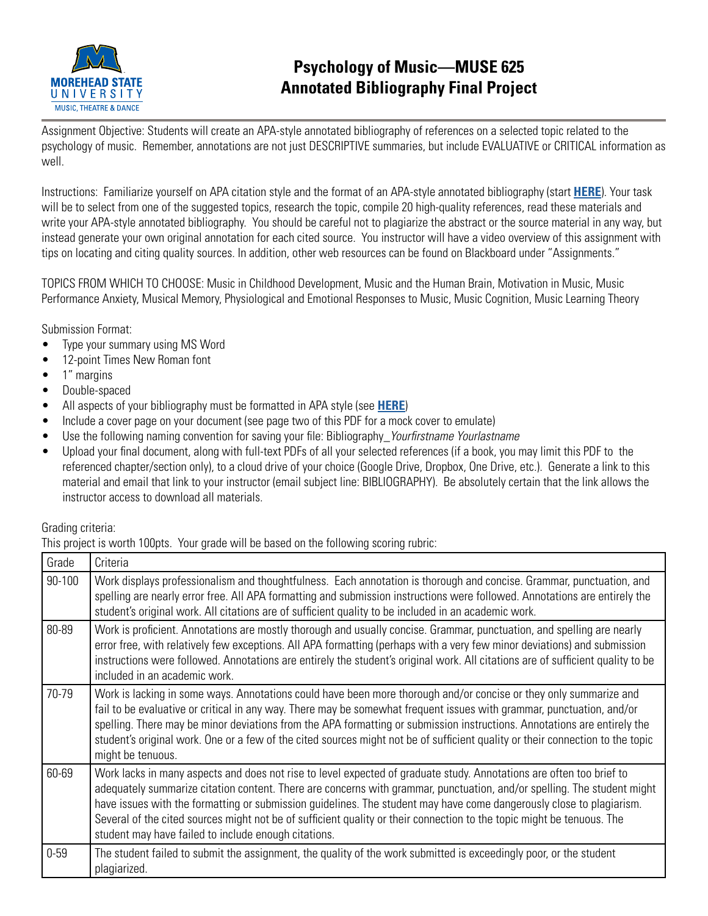# Psychology of Music—MUSE 625
# Annotated Bibliography Final Project

Assignment Objective: Students will create an APA-style annotated bibliography of references on a selected topic related to the psychology of music. Remember, annotations are not just DESCRIPTIVE summaries, but include EVALUATIVE or CRITICAL information as well.

Instructions: Familiarize yourself on APA citation style and the format of an APA-style annotated bibliography (start **HERE**). Your task will be to select from one of the suggested topics, research the topic, compile 20 high-quality references, read these materials and write your APA-style annotated bibliography. You should be careful not to plagiarize the abstract or the source material in any way, but instead generate your own original annotation for each cited source. You instructor will have a video overview of this assignment with tips on locating and citing quality sources. In addition, other web resources can be found on Blackboard under "Assignments."

TOPICS FROM WHICH TO CHOOSE: Music in Childhood Development, Music and the Human Brain, Motivation in Music, Music Performance Anxiety, Musical Memory, Physiological and Emotional Responses to Music, Music Cognition, Music Learning Theory

Submission Format:

- Type your summary using MS Word
- 12-point Times New Roman font
- 1" margins
- Double-spaced
- All aspects of your bibliography must be formatted in APA style (see **HERE**)
- Include a cover page on your document (see page two of this PDF for a mock cover to emulate)
- Use the following naming convention for saving your file: Bibliography_*Yourfirstname Yourlastname*
- Upload your final document, along with full-text PDFs of all your selected references (if a book, you may limit this PDF to the referenced chapter/section only), to a cloud drive of your choice (Google Drive, Dropbox, One Drive, etc.). Generate a link to this material and email that link to your instructor (email subject line: BIBLIOGRAPHY). Be absolutely certain that the link allows the instructor access to download all materials.

Grading criteria:
This project is worth 100pts. Your grade will be based on the following scoring rubric:

| Grade | Criteria |
|---|---|
| 90-100 | Work displays professionalism and thoughtfulness. Each annotation is thorough and concise. Grammar, punctuation, and spelling are nearly error free. All APA formatting and submission instructions were followed. Annotations are entirely the student's original work. All citations are of sufficient quality to be included in an academic work. |
| 80-89 | Work is proficient. Annotations are mostly thorough and usually concise. Grammar, punctuation, and spelling are nearly error free, with relatively few exceptions. All APA formatting (perhaps with a very few minor deviations) and submission instructions were followed. Annotations are entirely the student's original work. All citations are of sufficient quality to be included in an academic work. |
| 70-79 | Work is lacking in some ways. Annotations could have been more thorough and/or concise or they only summarize and fail to be evaluative or critical in any way. There may be somewhat frequent issues with grammar, punctuation, and/or spelling. There may be minor deviations from the APA formatting or submission instructions. Annotations are entirely the student's original work. One or a few of the cited sources might not be of sufficient quality or their connection to the topic might be tenuous. |
| 60-69 | Work lacks in many aspects and does not rise to level expected of graduate study. Annotations are often too brief to adequately summarize citation content. There are concerns with grammar, punctuation, and/or spelling. The student might have issues with the formatting or submission guidelines. The student may have come dangerously close to plagiarism. Several of the cited sources might not be of sufficient quality or their connection to the topic might be tenuous. The student may have failed to include enough citations. |
| 0-59 | The student failed to submit the assignment, the quality of the work submitted is exceedingly poor, or the student plagiarized. |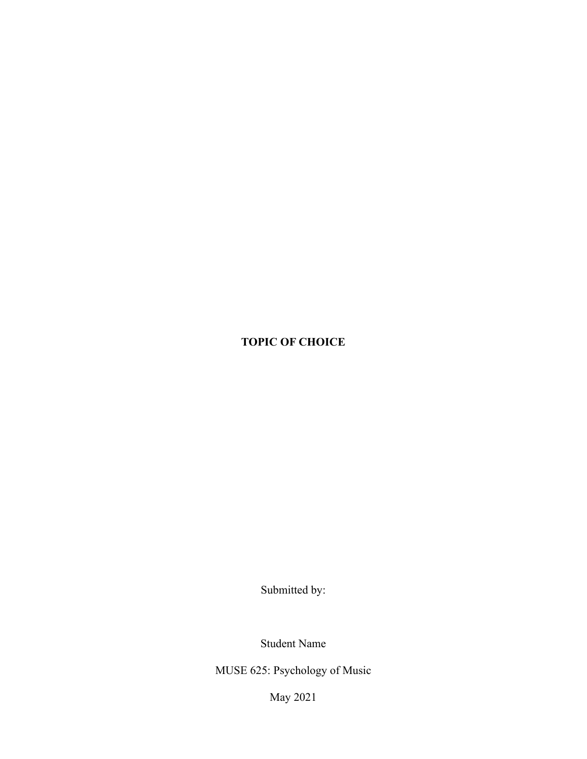**TOPIC OF CHOICE**

Submitted by:

Student Name

MUSE 625: Psychology of Music

May 2021